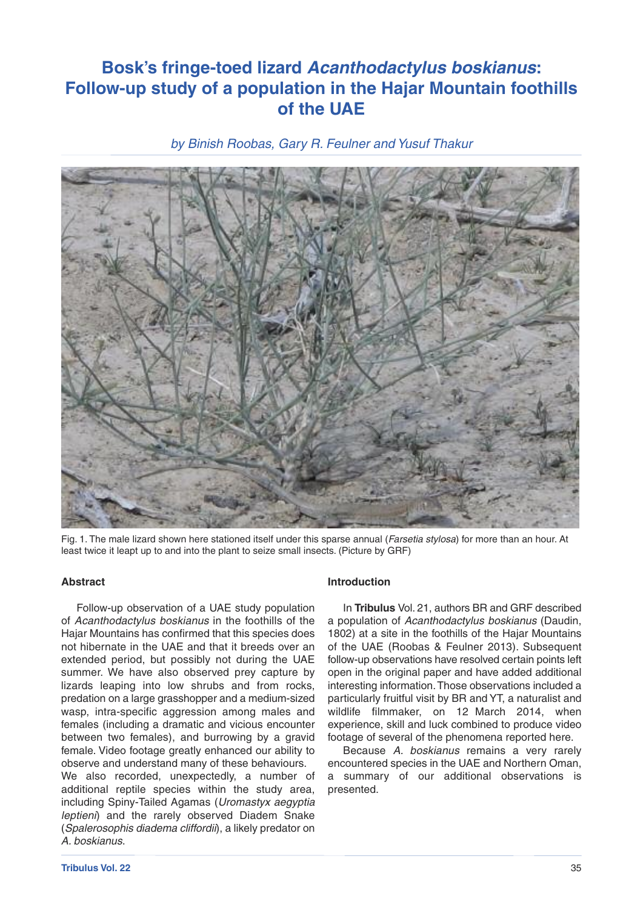# Bosk's fringe-toed lizard *Acanthodactylus boskianus*: Follow-up study of a population in the Hajar Mountain foothills of the UAE

*by Binish Roobas, Gary R. Feulner and Yusuf Thakur*

Fig. 1. The male lizard shown here stationed itself under this sparse annual (*Farsetia stylosa*) for more than an hour. At least twice it leapt up to and into the plant to seize small insects. (Picture by GRF)

### Abstract

Follow-up observation of a UAE study population of *Acanthodactylus boskianus* in the foothills of the Hajar Mountains has confirmed that this species does not hibernate in the UAE and that it breeds over an extended period, but possibly not during the UAE summer. We have also observed prey capture by lizards leaping into low shrubs and from rocks, predation on a large grasshopper and a medium-sized wasp, intra-specific aggression among males and females (including a dramatic and vicious encounter between two females), and burrowing by a gravid female. Video footage greatly enhanced our ability to observe and understand many of these behaviours.
We also recorded, unexpectedly, a number of additional reptile species within the study area, including Spiny-Tailed Agamas (*Uromastyx aegyptia leptieni*) and the rarely observed Diadem Snake (*Spalerosophis diadema cliffordii*), a likely predator on *A. boskianus*.

### Introduction

In **Tribulus** Vol. 21, authors BR and GRF described a population of *Acanthodactylus boskianus* (Daudin, 1802) at a site in the foothills of the Hajar Mountains of the UAE (Roobas & Feulner 2013). Subsequent follow-up observations have resolved certain points left open in the original paper and have added additional interesting information. Those observations included a particularly fruitful visit by BR and YT, a naturalist and wildlife filmmaker, on 12 March 2014, when experience, skill and luck combined to produce video footage of several of the phenomena reported here.

Because *A. boskianus* remains a very rarely encountered species in the UAE and Northern Oman, a summary of our additional observations is presented.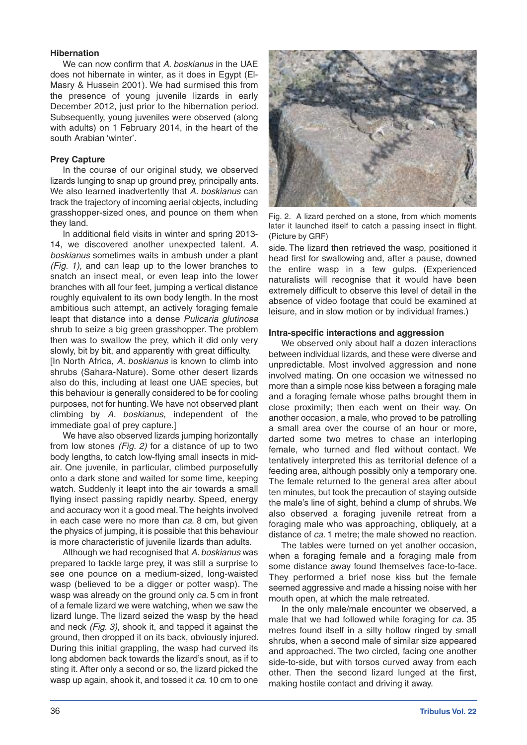### Hibernation

We can now confirm that *A. boskianus* in the UAE does not hibernate in winter, as it does in Egypt (El-Masry & Hussein 2001). We had surmised this from the presence of young juvenile lizards in early December 2012, just prior to the hibernation period. Subsequently, young juveniles were observed (along with adults) on 1 February 2014, in the heart of the south Arabian 'winter'.

### Prey Capture

In the course of our original study, we observed lizards lunging to snap up ground prey, principally ants. We also learned inadvertently that *A. boskianus* can track the trajectory of incoming aerial objects, including grasshopper-sized ones, and pounce on them when they land.

In additional field visits in winter and spring 2013-14, we discovered another unexpected talent. *A. boskianus* sometimes waits in ambush under a plant *(Fig. 1),* and can leap up to the lower branches to snatch an insect meal, or even leap into the lower branches with all four feet, jumping a vertical distance roughly equivalent to its own body length. In the most ambitious such attempt, an actively foraging female leapt that distance into a dense *Pulicaria glutinosa* shrub to seize a big green grasshopper. The problem then was to swallow the prey, which it did only very slowly, bit by bit, and apparently with great difficulty.

[In North Africa, *A. boskianus* is known to climb into shrubs (Sahara-Nature). Some other desert lizards also do this, including at least one UAE species, but this behaviour is generally considered to be for cooling purposes, not for hunting. We have not observed plant climbing by *A. boskianus*, independent of the immediate goal of prey capture.]

We have also observed lizards jumping horizontally from low stones *(Fig. 2)* for a distance of up to two body lengths, to catch low-flying small insects in mid-air. One juvenile, in particular, climbed purposefully onto a dark stone and waited for some time, keeping watch. Suddenly it leapt into the air towards a small flying insect passing rapidly nearby. Speed, energy and accuracy won it a good meal. The heights involved in each case were no more than *ca*. 8 cm, but given the physics of jumping, it is possible that this behaviour is more characteristic of juvenile lizards than adults.

Although we had recognised that *A. boskianus* was prepared to tackle large prey, it was still a surprise to see one pounce on a medium-sized, long-waisted wasp (believed to be a digger or potter wasp). The wasp was already on the ground only *ca*. 5 cm in front of a female lizard we were watching, when we saw the lizard lunge. The lizard seized the wasp by the head and neck *(Fig. 3),* shook it, and tapped it against the ground, then dropped it on its back, obviously injured. During this initial grappling, the wasp had curved its long abdomen back towards the lizard's snout, as if to sting it. After only a second or so, the lizard picked the wasp up again, shook it, and tossed it *ca*. 10 cm to one side. The lizard then retrieved the wasp, positioned it head first for swallowing and, after a pause, downed the entire wasp in a few gulps. (Experienced naturalists will recognise that it would have been extremely difficult to observe this level of detail in the absence of video footage that could be examined at leisure, and in slow motion or by individual frames.)

Fig. 2. A lizard perched on a stone, from which moments later it launched itself to catch a passing insect in flight. (Picture by GRF)

### Intra-specific interactions and aggression

We observed only about half a dozen interactions between individual lizards, and these were diverse and unpredictable. Most involved aggression and none involved mating. On one occasion we witnessed no more than a simple nose kiss between a foraging male and a foraging female whose paths brought them in close proximity; then each went on their way. On another occasion, a male, who proved to be patrolling a small area over the course of an hour or more, darted some two metres to chase an interloping female, who turned and fled without contact. We tentatively interpreted this as territorial defence of a feeding area, although possibly only a temporary one. The female returned to the general area after about ten minutes, but took the precaution of staying outside the male's line of sight, behind a clump of shrubs. We also observed a foraging juvenile retreat from a foraging male who was approaching, obliquely, at a distance of *ca*. 1 metre; the male showed no reaction.

The tables were turned on yet another occasion, when a foraging female and a foraging male from some distance away found themselves face-to-face. They performed a brief nose kiss but the female seemed aggressive and made a hissing noise with her mouth open, at which the male retreated.

In the only male/male encounter we observed, a male that we had followed while foraging for *ca*. 35 metres found itself in a silty hollow ringed by small shrubs, when a second male of similar size appeared and approached. The two circled, facing one another side-to-side, but with torsos curved away from each other. Then the second lizard lunged at the first, making hostile contact and driving it away.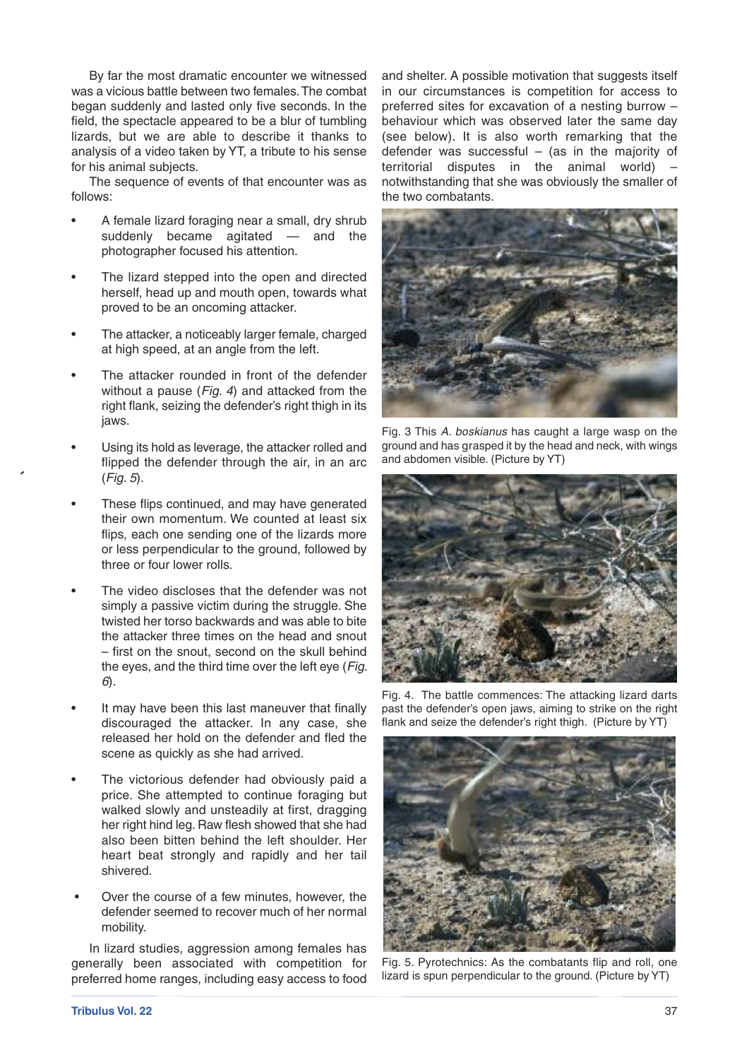By far the most dramatic encounter we witnessed was a vicious battle between two females. The combat began suddenly and lasted only five seconds. In the field, the spectacle appeared to be a blur of tumbling lizards, but we are able to describe it thanks to analysis of a video taken by YT, a tribute to his sense for his animal subjects.

The sequence of events of that encounter was as follows:

- A female lizard foraging near a small, dry shrub suddenly became agitated — and the photographer focused his attention.
- The lizard stepped into the open and directed herself, head up and mouth open, towards what proved to be an oncoming attacker.
- The attacker, a noticeably larger female, charged at high speed, at an angle from the left.
- The attacker rounded in front of the defender without a pause (*Fig. 4*) and attacked from the right flank, seizing the defender's right thigh in its jaws.
- Using its hold as leverage, the attacker rolled and flipped the defender through the air, in an arc (*Fig. 5*).
- These flips continued, and may have generated their own momentum. We counted at least six flips, each one sending one of the lizards more or less perpendicular to the ground, followed by three or four lower rolls.
- The video discloses that the defender was not simply a passive victim during the struggle. She twisted her torso backwards and was able to bite the attacker three times on the head and snout – first on the snout, second on the skull behind the eyes, and the third time over the left eye (*Fig. 6*).
- It may have been this last maneuver that finally discouraged the attacker. In any case, she released her hold on the defender and fled the scene as quickly as she had arrived.
- The victorious defender had obviously paid a price. She attempted to continue foraging but walked slowly and unsteadily at first, dragging her right hind leg. Raw flesh showed that she had also been bitten behind the left shoulder. Her heart beat strongly and rapidly and her tail shivered.
- Over the course of a few minutes, however, the defender seemed to recover much of her normal mobility.

In lizard studies, aggression among females has generally been associated with competition for preferred home ranges, including easy access to food and shelter. A possible motivation that suggests itself in our circumstances is competition for access to preferred sites for excavation of a nesting burrow – behaviour which was observed later the same day (see below). It is also worth remarking that the defender was successful – (as in the majority of territorial disputes in the animal world) – notwithstanding that she was obviously the smaller of the two combatants.

Fig. 3 This *A. boskianus* has caught a large wasp on the ground and has grasped it by the head and neck, with wings and abdomen visible. (Picture by YT)

Fig. 4. The battle commences: The attacking lizard darts past the defender's open jaws, aiming to strike on the right flank and seize the defender's right thigh. (Picture by YT)

Fig. 5. Pyrotechnics: As the combatants flip and roll, one lizard is spun perpendicular to the ground. (Picture by YT)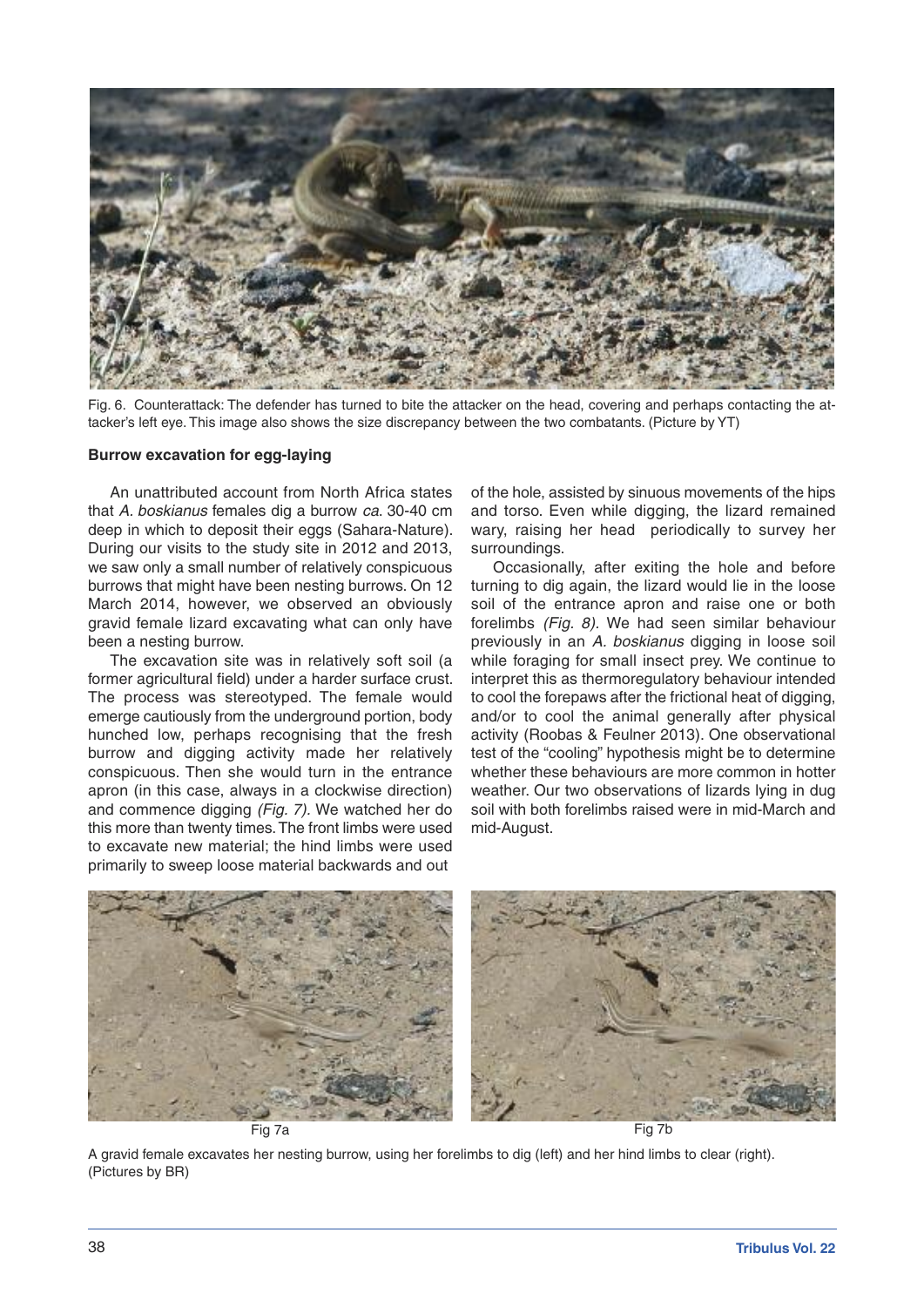Fig. 6. Counterattack: The defender has turned to bite the attacker on the head, covering and perhaps contacting the attacker's left eye. This image also shows the size discrepancy between the two combatants. (Picture by YT)

**Burrow excavation for egg-laying**

An unattributed account from North Africa states that *A. boskianus* females dig a burrow *ca*. 30-40 cm deep in which to deposit their eggs (Sahara-Nature). During our visits to the study site in 2012 and 2013, we saw only a small number of relatively conspicuous burrows that might have been nesting burrows. On 12 March 2014, however, we observed an obviously gravid female lizard excavating what can only have been a nesting burrow.

The excavation site was in relatively soft soil (a former agricultural field) under a harder surface crust. The process was stereotyped. The female would emerge cautiously from the underground portion, body hunched low, perhaps recognising that the fresh burrow and digging activity made her relatively conspicuous. Then she would turn in the entrance apron (in this case, always in a clockwise direction) and commence digging *(Fig. 7)*. We watched her do this more than twenty times. The front limbs were used to excavate new material; the hind limbs were used primarily to sweep loose material backwards and out of the hole, assisted by sinuous movements of the hips and torso. Even while digging, the lizard remained wary, raising her head periodically to survey her surroundings.

Occasionally, after exiting the hole and before turning to dig again, the lizard would lie in the loose soil of the entrance apron and raise one or both forelimbs *(Fig. 8)*. We had seen similar behaviour previously in an *A. boskianus* digging in loose soil while foraging for small insect prey. We continue to interpret this as thermoregulatory behaviour intended to cool the forepaws after the frictional heat of digging, and/or to cool the animal generally after physical activity (Roobas & Feulner 2013). One observational test of the "cooling" hypothesis might be to determine whether these behaviours are more common in hotter weather. Our two observations of lizards lying in dug soil with both forelimbs raised were in mid-March and mid-August.

Fig 7a

Fig 7b

A gravid female excavates her nesting burrow, using her forelimbs to dig (left) and her hind limbs to clear (right). (Pictures by BR)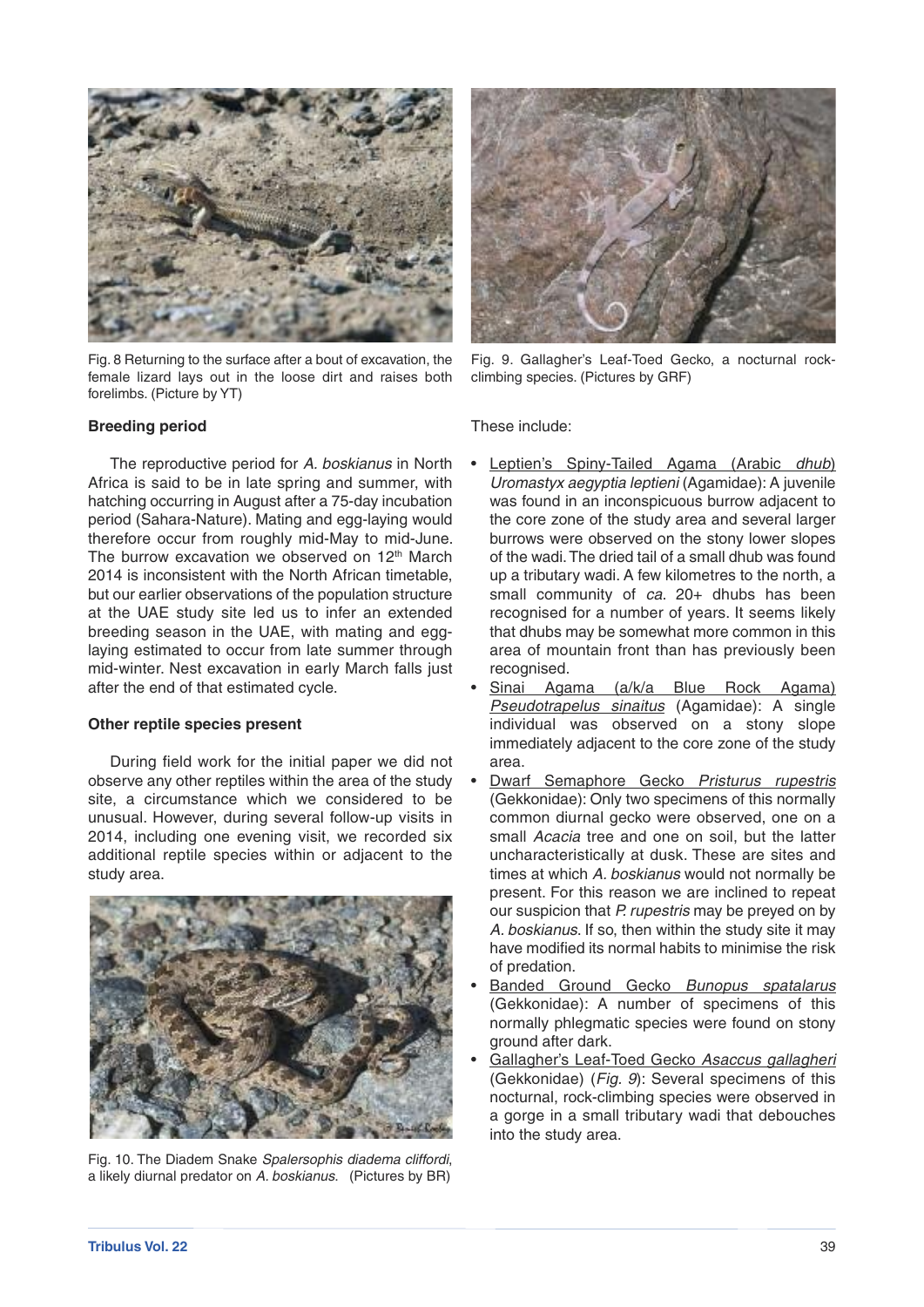Fig. 8 Returning to the surface after a bout of excavation, the female lizard lays out in the loose dirt and raises both forelimbs. (Picture by YT)

Fig. 9. Gallagher's Leaf-Toed Gecko, a nocturnal rock-climbing species. (Pictures by GRF)

**Breeding period**

The reproductive period for *A. boskianus* in North Africa is said to be in late spring and summer, with hatching occurring in August after a 75-day incubation period (Sahara-Nature). Mating and egg-laying would therefore occur from roughly mid-May to mid-June. The burrow excavation we observed on 12th March 2014 is inconsistent with the North African timetable, but our earlier observations of the population structure at the UAE study site led us to infer an extended breeding season in the UAE, with mating and egg-laying estimated to occur from late summer through mid-winter. Nest excavation in early March falls just after the end of that estimated cycle.

**Other reptile species present**

During field work for the initial paper we did not observe any other reptiles within the area of the study site, a circumstance which we considered to be unusual. However, during several follow-up visits in 2014, including one evening visit, we recorded six additional reptile species within or adjacent to the study area.

Fig. 10. The Diadem Snake *Spalersophis diadema cliffordi*, a likely diurnal predator on *A. boskianus*. (Pictures by BR)

These include:

- Leptien's Spiny-Tailed Agama (Arabic *dhub*) *Uromastyx aegyptia leptieni* (Agamidae): A juvenile was found in an inconspicuous burrow adjacent to the core zone of the study area and several larger burrows were observed on the stony lower slopes of the wadi. The dried tail of a small dhub was found up a tributary wadi. A few kilometres to the north, a small community of *ca*. 20+ dhubs has been recognised for a number of years. It seems likely that dhubs may be somewhat more common in this area of mountain front than has previously been recognised.
- Sinai Agama (a/k/a Blue Rock Agama) *Pseudotrapelus sinaitus* (Agamidae): A single individual was observed on a stony slope immediately adjacent to the core zone of the study area.
- Dwarf Semaphore Gecko *Pristurus rupestris* (Gekkonidae): Only two specimens of this normally common diurnal gecko were observed, one on a small *Acacia* tree and one on soil, but the latter uncharacteristically at dusk. These are sites and times at which *A. boskianus* would not normally be present. For this reason we are inclined to repeat our suspicion that *P. rupestris* may be preyed on by *A. boskianus*. If so, then within the study site it may have modified its normal habits to minimise the risk of predation.
- Banded Ground Gecko *Bunopus spatalarus* (Gekkonidae): A number of specimens of this normally phlegmatic species were found on stony ground after dark.
- Gallagher's Leaf-Toed Gecko *Asaccus gallagheri* (Gekkonidae) (*Fig. 9*): Several specimens of this nocturnal, rock-climbing species were observed in a gorge in a small tributary wadi that debouches into the study area.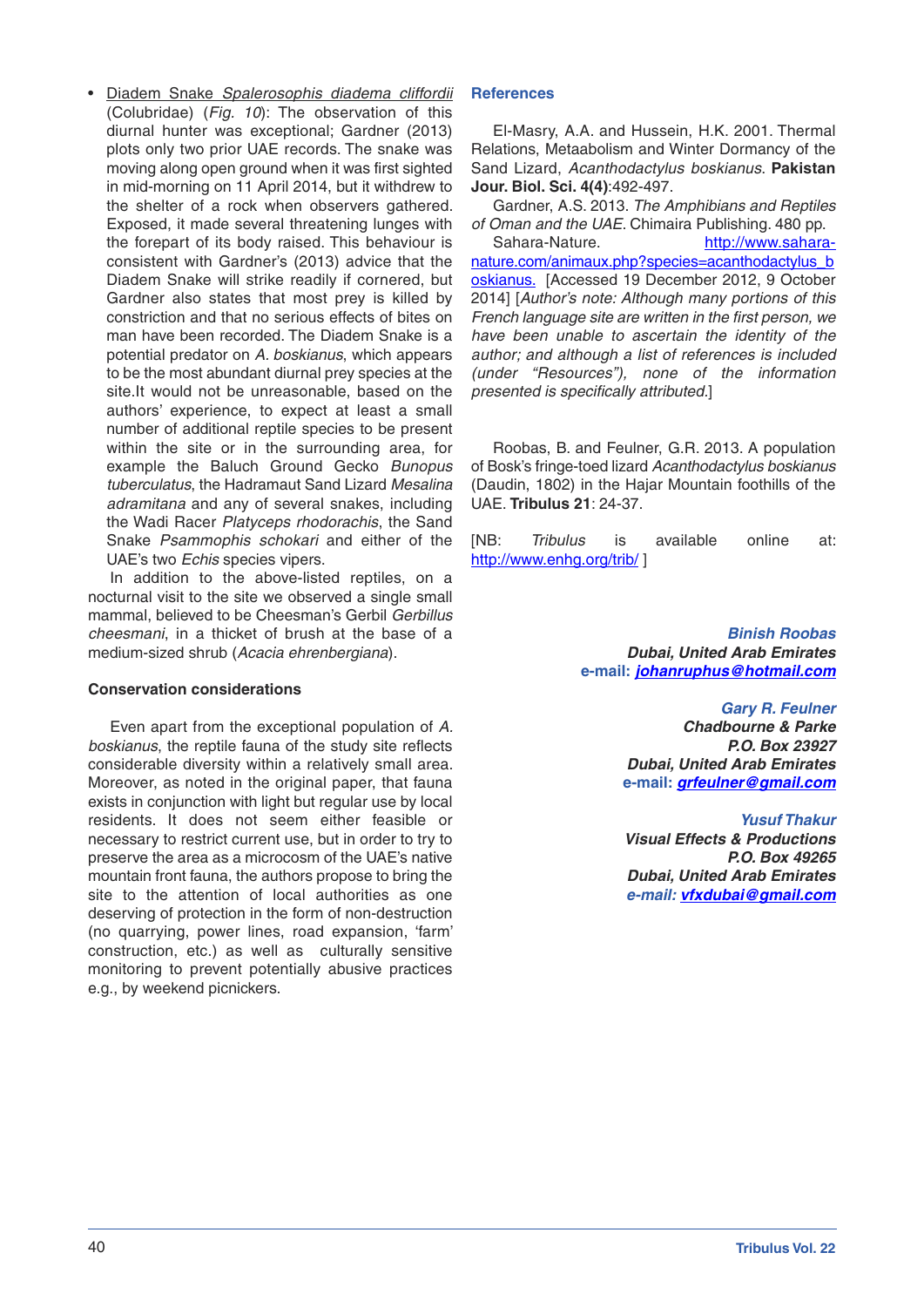- Diadem Snake *Spalerosophis diadema cliffordii* (Colubridae) (*Fig. 10*): The observation of this diurnal hunter was exceptional; Gardner (2013) plots only two prior UAE records. The snake was moving along open ground when it was first sighted in mid-morning on 11 April 2014, but it withdrew to the shelter of a rock when observers gathered. Exposed, it made several threatening lunges with the forepart of its body raised. This behaviour is consistent with Gardner's (2013) advice that the Diadem Snake will strike readily if cornered, but Gardner also states that most prey is killed by constriction and that no serious effects of bites on man have been recorded. The Diadem Snake is a potential predator on *A. boskianus*, which appears to be the most abundant diurnal prey species at the site.It would not be unreasonable, based on the authors' experience, to expect at least a small number of additional reptile species to be present within the site or in the surrounding area, for example the Baluch Ground Gecko *Bunopus tuberculatus*, the Hadramaut Sand Lizard *Mesalina adramitana* and any of several snakes, including the Wadi Racer *Platyceps rhodorachis*, the Sand Snake *Psammophis schokari* and either of the UAE's two *Echis* species vipers.

In addition to the above-listed reptiles, on a nocturnal visit to the site we observed a single small mammal, believed to be Cheesman's Gerbil *Gerbillus cheesmani*, in a thicket of brush at the base of a medium-sized shrub (*Acacia ehrenbergiana*).

### Conservation considerations

Even apart from the exceptional population of *A. boskianus*, the reptile fauna of the study site reflects considerable diversity within a relatively small area. Moreover, as noted in the original paper, that fauna exists in conjunction with light but regular use by local residents. It does not seem either feasible or necessary to restrict current use, but in order to try to preserve the area as a microcosm of the UAE's native mountain front fauna, the authors propose to bring the site to the attention of local authorities as one deserving of protection in the form of non-destruction (no quarrying, power lines, road expansion, 'farm' construction, etc.) as well as culturally sensitive monitoring to prevent potentially abusive practices e.g., by weekend picnickers.

### References

El-Masry, A.A. and Hussein, H.K. 2001. Thermal Relations, Metaabolism and Winter Dormancy of the Sand Lizard, *Acanthodactylus boskianus*. **Pakistan Jour. Biol. Sci. 4(4)**:492-497.

Gardner, A.S. 2013. *The Amphibians and Reptiles of Oman and the UAE*. Chimaira Publishing. 480 pp.

Sahara-Nature. http://www.sahara-nature.com/animaux.php?species=acanthodactylus_boskianus. [Accessed 19 December 2012, 9 October 2014] [*Author's note: Although many portions of this French language site are written in the first person, we have been unable to ascertain the identity of the author; and although a list of references is included (under "Resources"), none of the information presented is specifically attributed.*]

Roobas, B. and Feulner, G.R. 2013. A population of Bosk's fringe-toed lizard *Acanthodactylus boskianus* (Daudin, 1802) in the Hajar Mountain foothills of the UAE. **Tribulus 21**: 24-37.

[NB: *Tribulus* is available online at: http://www.enhg.org/trib/ ]

***Binish Roobas***
***Dubai, United Arab Emirates***
***e-mail: johanruphus@hotmail.com***

***Gary R. Feulner***
***Chadbourne & Parke***
***P.O. Box 23927***
***Dubai, United Arab Emirates***
***e-mail: grfeulner@gmail.com***

***Yusuf Thakur***
***Visual Effects & Productions***
***P.O. Box 49265***
***Dubai, United Arab Emirates***
***e-mail: vfxdubai@gmail.com***